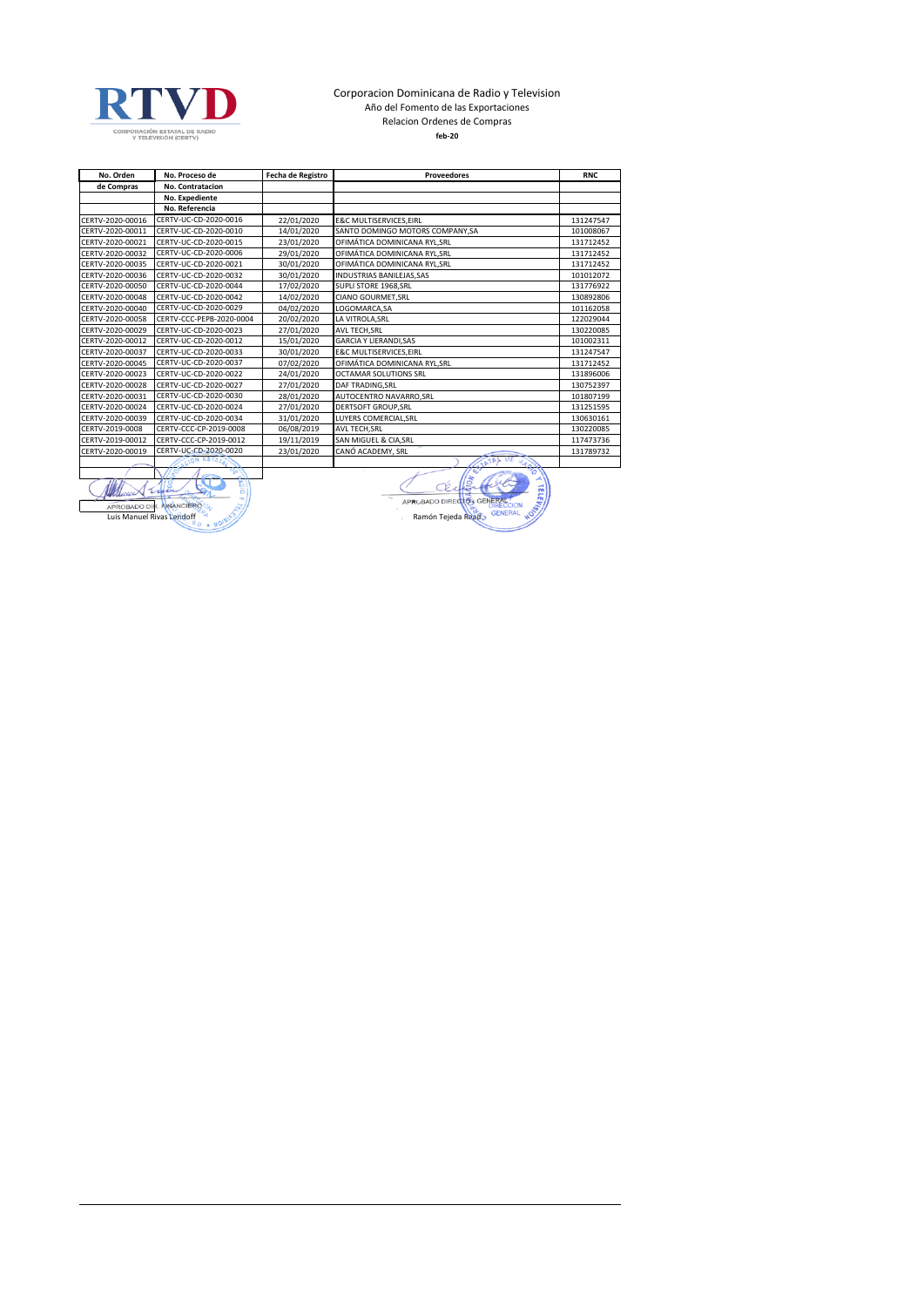RTVD

CORPORACIÓN ESTATAL DE RADIO Y TELEVISIÓN (CERTV)

Corporacion Dominicana de Radio y Television

Año del Fomento de las Exportaciones

Relacion Ordenes de Compras

**feb-20**

| No. Orden de Compras | No. Proceso de No. Contratacion No. Expediente No. Referencia | Fecha de Registro | Proveedores | RNC |
|---|---|---|---|---|
| CERTV-2020-00016 | CERTV-UC-CD-2020-0016 | 22/01/2020 | E&C MULTISERVICES,EIRL | 131247547 |
| CERTV-2020-00011 | CERTV-UC-CD-2020-0010 | 14/01/2020 | SANTO DOMINGO MOTORS COMPANY,SA | 101008067 |
| CERTV-2020-00021 | CERTV-UC-CD-2020-0015 | 23/01/2020 | OFIMÁTICA DOMINICANA RYL,SRL | 131712452 |
| CERTV-2020-00032 | CERTV-UC-CD-2020-0006 | 29/01/2020 | OFIMÁTICA DOMINICANA RYL,SRL | 131712452 |
| CERTV-2020-00035 | CERTV-UC-CD-2020-0021 | 30/01/2020 | OFIMÁTICA DOMINICANA RYL,SRL | 131712452 |
| CERTV-2020-00036 | CERTV-UC-CD-2020-0032 | 30/01/2020 | INDUSTRIAS BANILEJAS,SAS | 101012072 |
| CERTV-2020-00050 | CERTV-UC-CD-2020-0044 | 17/02/2020 | SUPLI STORE 1968,SRL | 131776922 |
| CERTV-2020-00048 | CERTV-UC-CD-2020-0042 | 14/02/2020 | CIANO GOURMET,SRL | 130892806 |
| CERTV-2020-00040 | CERTV-UC-CD-2020-0029 | 04/02/2020 | LOGOMARCA,SA | 101162058 |
| CERTV-2020-00058 | CERTV-CCC-PEPB-2020-0004 | 20/02/2020 | LA VITROLA,SRL | 122029044 |
| CERTV-2020-00029 | CERTV-UC-CD-2020-0023 | 27/01/2020 | AVL TECH,SRL | 130220085 |
| CERTV-2020-00012 | CERTV-UC-CD-2020-0012 | 15/01/2020 | GARCIA Y LIERANDI,SAS | 101002311 |
| CERTV-2020-00037 | CERTV-UC-CD-2020-0033 | 30/01/2020 | E&C MULTISERVICES,EIRL | 131247547 |
| CERTV-2020-00045 | CERTV-UC-CD-2020-0037 | 07/02/2020 | OFIMÁTICA DOMINICANA RYL,SRL | 131712452 |
| CERTV-2020-00023 | CERTV-UC-CD-2020-0022 | 24/01/2020 | OCTAMAR SOLUTIONS SRL | 131896006 |
| CERTV-2020-00028 | CERTV-UC-CD-2020-0027 | 27/01/2020 | DAF TRADING,SRL | 130752397 |
| CERTV-2020-00031 | CERTV-UC-CD-2020-0030 | 28/01/2020 | AUTOCENTRO NAVARRO,SRL | 101807199 |
| CERTV-2020-00024 | CERTV-UC-CD-2020-0024 | 27/01/2020 | DERTSOFT GROUP,SRL | 131251595 |
| CERTV-2020-00039 | CERTV-UC-CD-2020-0034 | 31/01/2020 | LUYERS COMERCIAL,SRL | 130630161 |
| CERTV-2019-0008 | CERTV-CCC-CP-2019-0008 | 06/08/2019 | AVL TECH,SRL | 130220085 |
| CERTV-2019-00012 | CERTV-CCC-CP-2019-0012 | 19/11/2019 | SAN MIGUEL & CIA,SRL | 117473736 |
| CERTV-2020-00019 | CERTV-UC-CD-2020-0020 | 23/01/2020 | CANO ACADEMY, SRL | 131789732 |

APROBADO DIR. FINANCIERO
Luis Manuel Rivas Lendoff

APROBADO DIRECTOR GENERAL
Ramón Tejeda Read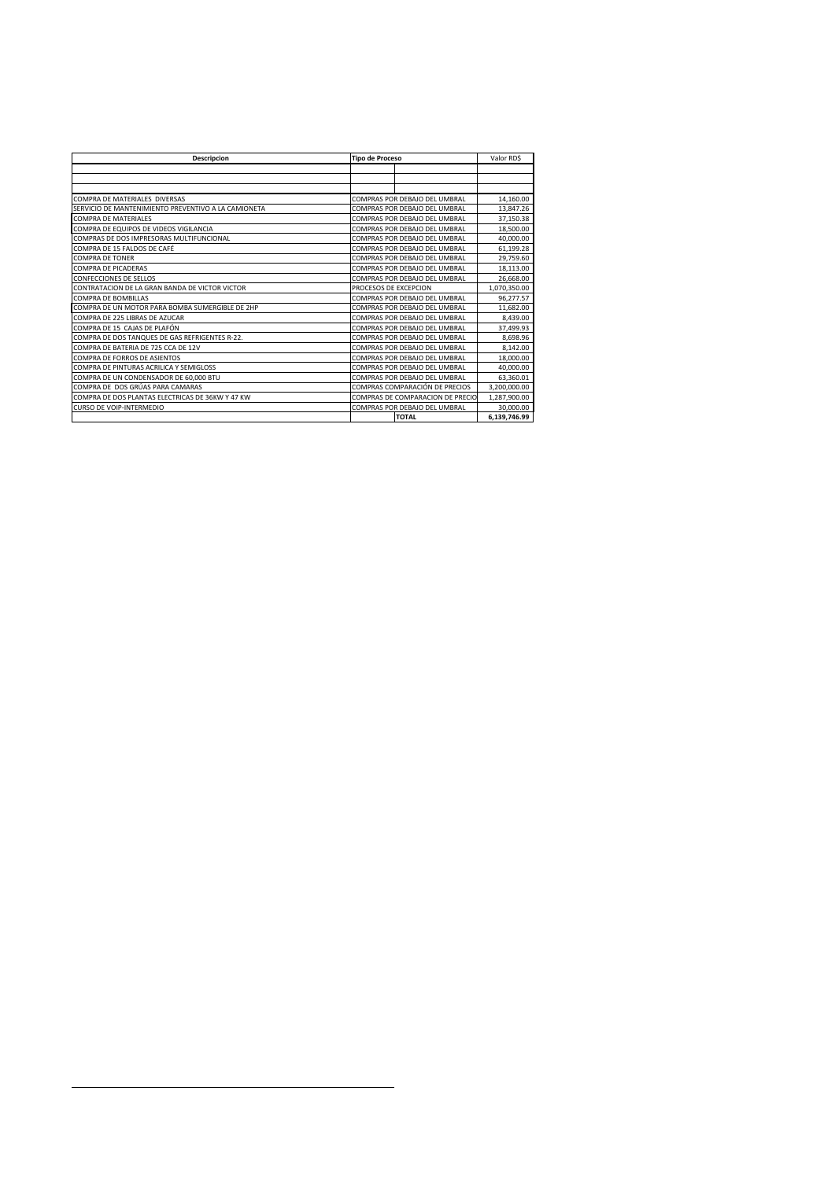| Descripcion | Tipo de Proceso | | Valor RD$ |
|---|---|---|---|
| | | | |
| | | | |
| | | | |
| COMPRA DE MATERIALES DIVERSAS | COMPRAS POR DEBAJO DEL UMBRAL | | 14,160.00 |
| SERVICIO DE MANTENIMIENTO PREVENTIVO A LA CAMIONETA | COMPRAS POR DEBAJO DEL UMBRAL | | 13,847.26 |
| COMPRA DE MATERIALES | COMPRAS POR DEBAJO DEL UMBRAL | | 37,150.38 |
| COMPRA DE EQUIPOS DE VIDEOS VIGILANCIA | COMPRAS POR DEBAJO DEL UMBRAL | | 18,500.00 |
| COMPRAS DE DOS IMPRESORAS MULTIFUNCIONAL | COMPRAS POR DEBAJO DEL UMBRAL | | 40,000.00 |
| COMPRA DE 15 FALDOS DE CAFÉ | COMPRAS POR DEBAJO DEL UMBRAL | | 61,199.28 |
| COMPRA DE TONER | COMPRAS POR DEBAJO DEL UMBRAL | | 29,759.60 |
| COMPRA DE PICADERAS | COMPRAS POR DEBAJO DEL UMBRAL | | 18,113.00 |
| CONFECCIONES DE SELLOS | COMPRAS POR DEBAJO DEL UMBRAL | | 26,668.00 |
| CONTRATACION DE LA GRAN BANDA DE VICTOR VICTOR | PROCESOS DE EXCEPCION | | 1,070,350.00 |
| COMPRA DE BOMBILLAS | COMPRAS POR DEBAJO DEL UMBRAL | | 96,277.57 |
| COMPRA DE UN MOTOR PARA BOMBA SUMERGIBLE DE 2HP | COMPRAS POR DEBAJO DEL UMBRAL | | 11,682.00 |
| COMPRA DE 225 LIBRAS DE AZUCAR | COMPRAS POR DEBAJO DEL UMBRAL | | 8,439.00 |
| COMPRA DE 15 CAJAS DE PLAFÓN | COMPRAS POR DEBAJO DEL UMBRAL | | 37,499.93 |
| COMPRA DE DOS TANQUES DE GAS REFRIGENTES R-22. | COMPRAS POR DEBAJO DEL UMBRAL | | 8,698.96 |
| COMPRA DE BATERIA DE 725 CCA DE 12V | COMPRAS POR DEBAJO DEL UMBRAL | | 8,142.00 |
| COMPRA DE FORROS DE ASIENTOS | COMPRAS POR DEBAJO DEL UMBRAL | | 18,000.00 |
| COMPRA DE PINTURAS ACRILICA Y SEMIGLOSS | COMPRAS POR DEBAJO DEL UMBRAL | | 40,000.00 |
| COMPRA DE UN CONDENSADOR DE 60,000 BTU | COMPRAS POR DEBAJO DEL UMBRAL | | 63,360.01 |
| COMPRA DE DOS GRÚAS PARA CAMARAS | COMPRAS COMPARACIÓN DE PRECIOS | | 3,200,000.00 |
| COMPRA DE DOS PLANTAS ELECTRICAS DE 36KW Y 47 KW | COMPRAS DE COMPARACION DE PRECIO | | 1,287,900.00 |
| CURSO DE VOIP-INTERMEDIO | COMPRAS POR DEBAJO DEL UMBRAL | | 30,000.00 |
| | | **TOTAL** | **6,139,746.99** |